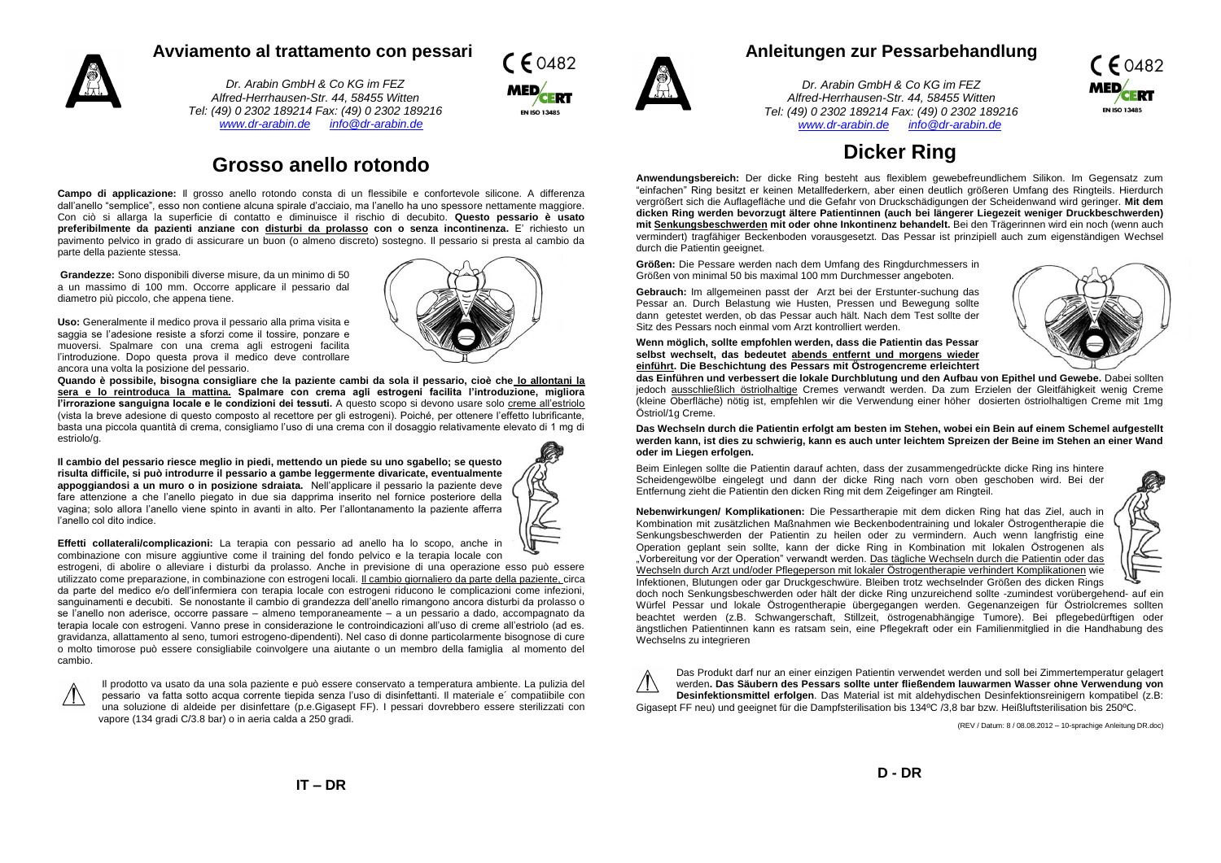# Avviamento al trattamento con pessari

*Dr. Arabin GmbH & Co KG im FEZ*
*Alfred-Herrhausen-Str. 44, 58455 Witten*
*Tel: (49) 0 2302 189214 Fax: (49) 0 2302 189216*
*www.dr-arabin.de info@dr-arabin.de*

CE 0482
MEDCERT EN ISO 13485

## Grosso anello rotondo

**Campo di applicazione:** Il grosso anello rotondo consta di un flessibile e confortevole silicone. A differenza dall'anello "semplice", esso non contiene alcuna spirale d'acciaio, ma l'anello ha uno spessore nettamente maggiore. Con ciò si allarga la superficie di contatto e diminuisce il rischio di decubito. **Questo pessario è usato preferibilmente da pazienti anziane con disturbi da prolasso con o senza incontinenza.** E' richiesto un pavimento pelvico in grado di assicurare un buon (o almeno discreto) sostegno. Il pessario si presta al cambio da parte della paziente stessa.

**Grandezze:** Sono disponibili diverse misure, da un minimo di 50 a un massimo di 100 mm. Occorre applicare il pessario dal diametro più piccolo, che appena tiene.

**Uso:** Generalmente il medico prova il pessario alla prima visita e saggia se l'adesione resiste a sforzi come il tossire, ponzare e muoversi. Spalmare con una crema agli estrogeni facilita l'introduzione. Dopo questa prova il medico deve controllare ancora una volta la posizione del pessario.

**Quando è possibile, bisogna consigliare che la paziente cambi da sola il pessario, cioè che lo allontani la sera e lo reintroduca la mattina. Spalmare con crema agli estrogeni facilita l'introduzione, migliora l'irrorazione sanguigna locale e le condizioni dei tessuti.** A questo scopo si devono usare solo creme all'estriolo (vista la breve adesione di questo composto al recettore per gli estrogeni). Poiché, per ottenere l'effetto lubrificante, basta una piccola quantità di crema, consigliamo l'uso di una crema con il dosaggio relativamente elevato di 1 mg di estriolo/g.

**Il cambio del pessario riesce meglio in piedi, mettendo un piede su uno sgabello; se questo risulta difficile, si può introdurre il pessario a gambe leggermente divaricate, eventualmente appoggiandosi a un muro o in posizione sdraiata.** Nell'applicare il pessario la paziente deve fare attenzione a che l'anello piegato in due sia dapprima inserito nel fornice posteriore della vagina; solo allora l'anello viene spinto in avanti in alto. Per l'allontanamento la paziente afferra l'anello col dito indice.

**Effetti collaterali/complicazioni:** La terapia con pessario ad anello ha lo scopo, anche in combinazione con misure aggiuntive come il training del fondo pelvico e la terapia locale con estrogeni, di abolire o alleviare i disturbi da prolasso. Anche in previsione di una operazione esso può essere utilizzato come preparazione, in combinazione con estrogeni locali. Il cambio giornaliero da parte della paziente, circa da parte del medico e/o dell'infermiera con terapia locale con estrogeni riducono le complicazioni come infezioni, sanguinamenti e decubiti. Se nonostante il cambio di grandezza dell'anello rimangono ancora disturbi da prolasso o se l'anello non aderisce, occorre passare – almeno temporaneamente – a un pessario a dado, accompagnato da terapia locale con estrogeni. Vanno prese in considerazione le controindicazioni all'uso di creme all'estriolo (ad es. gravidanza, allattamento al seno, tumori estrogeno-dipendenti). Nel caso di donne particolarmente bisognose di cure o molto timorose può essere consigliabile coinvolgere una aiutante o un membro della famiglia al momento del cambio.

⚠ Il prodotto va usato da una sola paziente e può essere conservato a temperatura ambiente. La pulizia del pessario va fatta sotto acqua corrente tiepida senza l'uso di disinfettanti. Il materiale e´ compatiibile con una soluzione di aldeide per disinfettare (p.e.Gigasept FF). I pessari dovrebbero essere sterilizzati con vapore (134 gradi C/3.8 bar) o in aeria calda a 250 gradi.

IT – DR

# Anleitungen zur Pessarbehandlung

*Dr. Arabin GmbH & Co KG im FEZ*
*Alfred-Herrhausen-Str. 44, 58455 Witten*
*Tel: (49) 0 2302 189214 Fax: (49) 0 2302 189216*
*www.dr-arabin.de info@dr-arabin.de*

CE 0482
MEDCERT EN ISO 13485

## Dicker Ring

**Anwendungsbereich:** Der dicke Ring besteht aus flexiblem gewebefreundlichem Silikon. Im Gegensatz zum "einfachen" Ring besitzt er keinen Metallfederkern, aber einen deutlich größeren Umfang des Ringteils. Hierdurch vergrößert sich die Auflagefläche und die Gefahr von Druckschädigungen der Scheidenwand wird geringer. **Mit dem dicken Ring werden bevorzugt ältere Patientinnen (auch bei längerer Liegezeit weniger Druckbeschwerden) mit Senkungsbeschwerden mit oder ohne Inkontinenz behandelt.** Bei den Trägerinnen wird ein noch (wenn auch vermindert) tragfähiger Beckenboden vorausgesetzt. Das Pessar ist prinzipiell auch zum eigenständigen Wechsel durch die Patientin geeignet.

**Größen:** Die Pessare werden nach dem Umfang des Ringdurchmessers in Größen von minimal 50 bis maximal 100 mm Durchmesser angeboten.

**Gebrauch:** Im allgemeinen passt der Arzt bei der Erstunter-suchung das Pessar an. Durch Belastung wie Husten, Pressen und Bewegung sollte dann getestet werden, ob das Pessar auch hält. Nach dem Test sollte der Sitz des Pessars noch einmal vom Arzt kontrolliert werden.

**Wenn möglich, sollte empfohlen werden, dass die Patientin das Pessar selbst wechselt, das bedeutet abends entfernt und morgens wieder einführt. Die Beschichtung des Pessars mit Östrogencreme erleichtert das Einführen und verbessert die lokale Durchblutung und den Aufbau von Epithel und Gewebe.** Dabei sollten jedoch ausschließlich östriolhaltige Cremes verwandt werden. Da zum Erzielen der Gleitfähigkeit wenig Creme (kleine Oberfläche) nötig ist, empfehlen wir die Verwendung einer höher dosierten östriolhaltigen Creme mit 1mg Östriol/1g Creme.

**Das Wechseln durch die Patientin erfolgt am besten im Stehen, wobei ein Bein auf einem Schemel aufgestellt werden kann, ist dies zu schwierig, kann es auch unter leichtem Spreizen der Beine im Stehen an einer Wand oder im Liegen erfolgen.**

Beim Einlegen sollte die Patientin darauf achten, dass der zusammengedrückte dicke Ring ins hintere Scheidengewölbe eingelegt und dann der dicke Ring nach vorn oben geschoben wird. Bei der Entfernung zieht die Patientin den dicken Ring mit dem Zeigefinger am Ringteil.

**Nebenwirkungen/ Komplikationen:** Die Pessartherapie mit dem dicken Ring hat das Ziel, auch in Kombination mit zusätzlichen Maßnahmen wie Beckenbodentraining und lokaler Östrogentherapie die Senkungsbeschwerden der Patientin zu heilen oder zu vermindern. Auch wenn langfristig eine Operation geplant sein sollte, kann der dicke Ring in Kombination mit lokalen Östrogenen als „Vorbereitung vor der Operation" verwandt werden. Das tägliche Wechseln durch die Patientin oder das Wechseln durch Arzt und/oder Pflegeperson mit lokaler Östrogentherapie verhindert Komplikationen wie Infektionen, Blutungen oder gar Druckgeschwüre. Bleiben trotz wechselnder Größen des dicken Rings doch noch Senkungsbeschwerden oder hält der dicke Ring unzureichend sollte -zumindest vorübergehend- auf ein Würfel Pessar und lokale Östrogentherapie übergegangen werden. Gegenanzeigen für Östriolcremes sollten beachtet werden (z.B. Schwangerschaft, Stillzeit, östrogenabhängige Tumore). Bei pflegebedürftigen oder ängstlichen Patientinnen kann es ratsam sein, eine Pflegekraft oder ein Familienmitglied in die Handhabung des Wechselns zu integrieren

⚠ Das Produkt darf nur an einer einzigen Patientin verwendet werden und soll bei Zimmertemperatur gelagert werden**. Das Säubern des Pessars sollte unter fließendem lauwarmen Wasser ohne Verwendung von Desinfektionsmittel erfolgen**. Das Material ist mit aldehydischen Desinfektionsreinigern kompatibel (z.B: Gigasept FF neu) und geeignet für die Dampfsterilisation bis 134ºC /3,8 bar bzw. Heißluftsterilisation bis 250ºC.

(REV / Datum: 8 / 08.08.2012 – 10-sprachige Anleitung DR.doc)

D - DR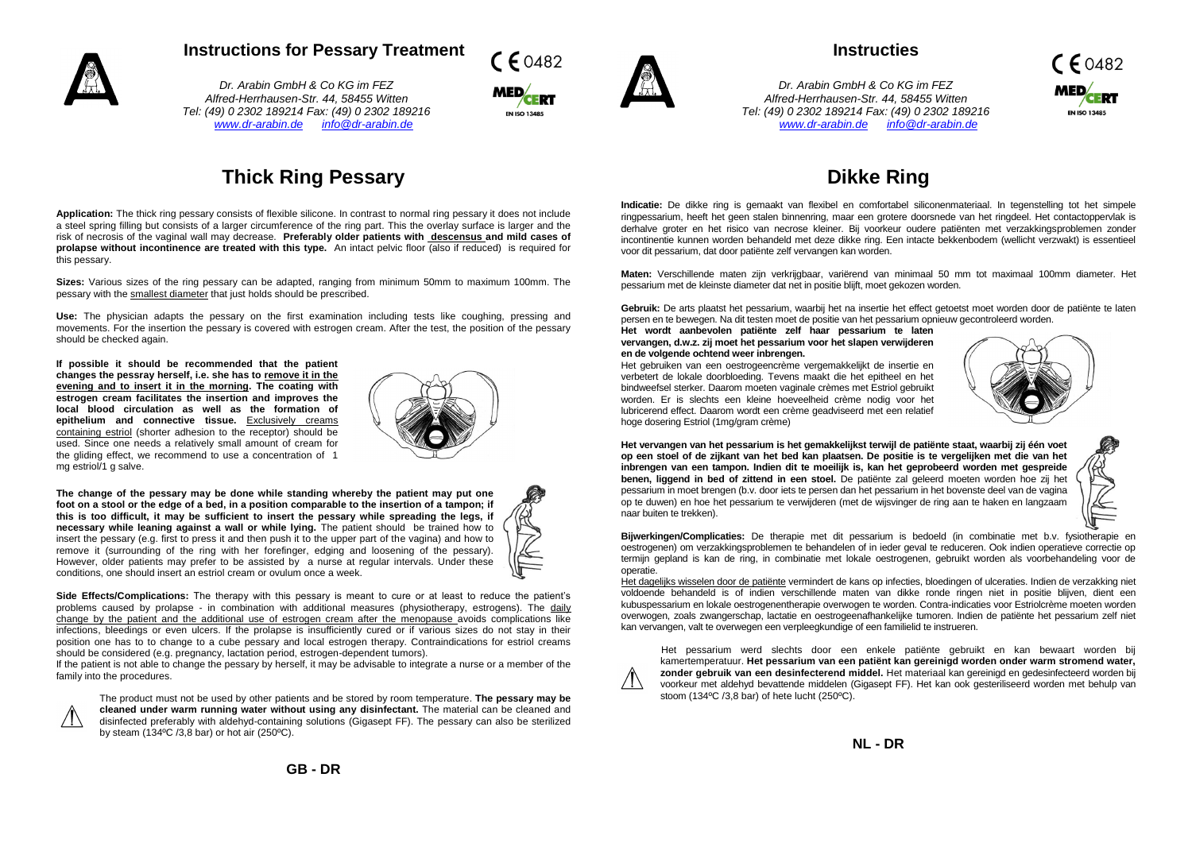# Instructions for Pessary Treatment

*Dr. Arabin GmbH & Co KG im FEZ*
*Alfred-Herrhausen-Str. 44, 58455 Witten*
*Tel: (49) 0 2302 189214 Fax: (49) 0 2302 189216*
*www.dr-arabin.de info@dr-arabin.de*

CE 0482

## Thick Ring Pessary

**Application:** The thick ring pessary consists of flexible silicone. In contrast to normal ring pessary it does not include a steel spring filling but consists of a larger circumference of the ring part. This the overlay surface is larger and the risk of necrosis of the vaginal wall may decrease. **Preferably older patients with descensus and mild cases of prolapse without incontinence are treated with this type.** An intact pelvic floor (also if reduced) is required for this pessary.

**Sizes:** Various sizes of the ring pessary can be adapted, ranging from minimum 50mm to maximum 100mm. The pessary with the smallest diameter that just holds should be prescribed.

**Use:** The physician adapts the pessary on the first examination including tests like coughing, pressing and movements. For the insertion the pessary is covered with estrogen cream. After the test, the position of the pessary should be checked again.

**If possible it should be recommended that the patient changes the pessray herself, i.e. she has to remove it in the evening and to insert it in the morning. The coating with estrogen cream facilitates the insertion and improves the local blood circulation as well as the formation of epithelium and connective tissue.** Exclusively creams containing estriol (shorter adhesion to the receptor) should be used. Since one needs a relatively small amount of cream for the gliding effect, we recommend to use a concentration of 1 mg estriol/1 g salve.

**The change of the pessary may be done while standing whereby the patient may put one foot on a stool or the edge of a bed, in a position comparable to the insertion of a tampon; if this is too difficult, it may be sufficient to insert the pessary while spreading the legs, if necessary while leaning against a wall or while lying.** The patient should be trained how to insert the pessary (e.g. first to press it and then push it to the upper part of the vagina) and how to remove it (surrounding of the ring with her forefinger, edging and loosening of the pessary). However, older patients may prefer to be assisted by a nurse at regular intervals. Under these conditions, one should insert an estriol cream or ovulum once a week.

**Side Effects/Complications:** The therapy with this pessary is meant to cure or at least to reduce the patient's problems caused by prolapse - in combination with additional measures (physiotherapy, estrogens). The daily change by the patient and the additional use of estrogen cream after the menopause avoids complications like infections, bleedings or even ulcers. If the prolapse is insufficiently cured or if various sizes do not stay in their position one has to to change to a cube pessary and local estrogen therapy. Contraindications for estriol creams should be considered (e.g. pregnancy, lactation period, estrogen-dependent tumors).

If the patient is not able to change the pessary by herself, it may be advisable to integrate a nurse or a member of the family into the procedures.

The product must not be used by other patients and be stored by room temperature. **The pessary may be cleaned under warm running water without using any disinfectant.** The material can be cleaned and disinfected preferably with aldehyd-containing solutions (Gigasept FF). The pessary can also be sterilized by steam (134ºC /3,8 bar) or hot air (250ºC).

GB - DR

# Instructies

*Dr. Arabin GmbH & Co KG im FEZ*
*Alfred-Herrhausen-Str. 44, 58455 Witten*
*Tel: (49) 0 2302 189214 Fax: (49) 0 2302 189216*
*www.dr-arabin.de info@dr-arabin.de*

CE 0482

## Dikke Ring

**Indicatie:** De dikke ring is gemaakt van flexibel en comfortabel siliconenmateriaal. In tegenstelling tot het simpele ringpessarium, heeft het geen stalen binnenring, maar een grotere doorsnede van het ringdeel. Het contactoppervlak is derhalve groter en het risico van necrose kleiner. Bij voorkeur oudere patiënten met verzakkingsproblemen zonder incontinentie kunnen worden behandeld met deze dikke ring. Een intacte bekkenbodem (wellicht verzwakt) is essentieel voor dit pessarium, dat door patiënte zelf vervangen kan worden.

**Maten:** Verschillende maten zijn verkrijgbaar, variërend van minimaal 50 mm tot maximaal 100mm diameter. Het pessarium met de kleinste diameter dat net in positie blijft, moet gekozen worden.

**Gebruik:** De arts plaatst het pessarium, waarbij het na insertie het effect getoetst moet worden door de patiënte te laten persen en te bewegen. Na dit testen moet de positie van het pessarium opnieuw gecontroleerd worden.

**Het wordt aanbevolen patiënte zelf haar pessarium te laten vervangen, d.w.z. zij moet het pessarium voor het slapen verwijderen en de volgende ochtend weer inbrengen.**

Het gebruiken van een oestrogeencrème vergemakkelijkt de insertie en verbetert de lokale doorbloeding. Tevens maakt die het epitheel en het bindweefsel sterker. Daarom moeten vaginale crèmes met Estriol gebruikt worden. Er is slechts een kleine hoeveelheid crème nodig voor het lubricerend effect. Daarom wordt een crème geadviseerd met een relatief hoge dosering Estriol (1mg/gram crème)

**Het vervangen van het pessarium is het gemakkelijkst terwijl de patiënte staat, waarbij zij één voet op een stoel of de zijkant van het bed kan plaatsen. De positie is te vergelijken met die van het inbrengen van een tampon. Indien dit te moeilijk is, kan het geprobeerd worden met gespreide benen, liggend in bed of zittend in een stoel.** De patiënte zal geleerd moeten worden hoe zij het pessarium in moet brengen (b.v. door iets te persen dan het pessarium in het bovenste deel van de vagina op te duwen) en hoe het pessarium te verwijderen (met de wijsvinger de ring aan te haken en langzaam naar buiten te trekken).

**Bijwerkingen/Complicaties:** De therapie met dit pessarium is bedoeld (in combinatie met b.v. fysiotherapie en oestrogenen) om verzakkingsproblemen te behandelen of in ieder geval te reduceren. Ook indien operatieve correctie op termijn gepland is kan de ring, in combinatie met lokale oestrogenen, gebruikt worden als voorbehandeling voor de operatie.

Het dagelijks wisselen door de patiënte vermindert de kans op infecties, bloedingen of ulceraties. Indien de verzakking niet voldoende behandeld is of indien verschillende maten van dikke ronde ringen niet in positie blijven, dient een kubuspessarium en lokale oestrogeentherapie overwogen te worden. Contra-indicaties voor Estriolcrème moeten worden overwogen, zoals zwangerschap, lactatie en oestrogeenafhankelijke tumoren. Indien de patiënte het pessarium zelf niet kan vervangen, valt te overwegen een verpleegkundige of een familielid te instrueren.

Het pessarium werd slechts door een enkele patiënte gebruikt en kan bewaart worden bij kamertemperatuur. **Het pessarium van een patiënt kan gereinigd worden onder warm stromend water, zonder gebruik van een desinfecterend middel.** Het materiaal kan gereinigd en gedesinfecteerd worden bij voorkeur met aldehyd bevattende middelen (Gigasept FF). Het kan ook gesteriliseerd worden met behulp van stoom (134ºC /3,8 bar) of hete lucht (250ºC).

NL - DR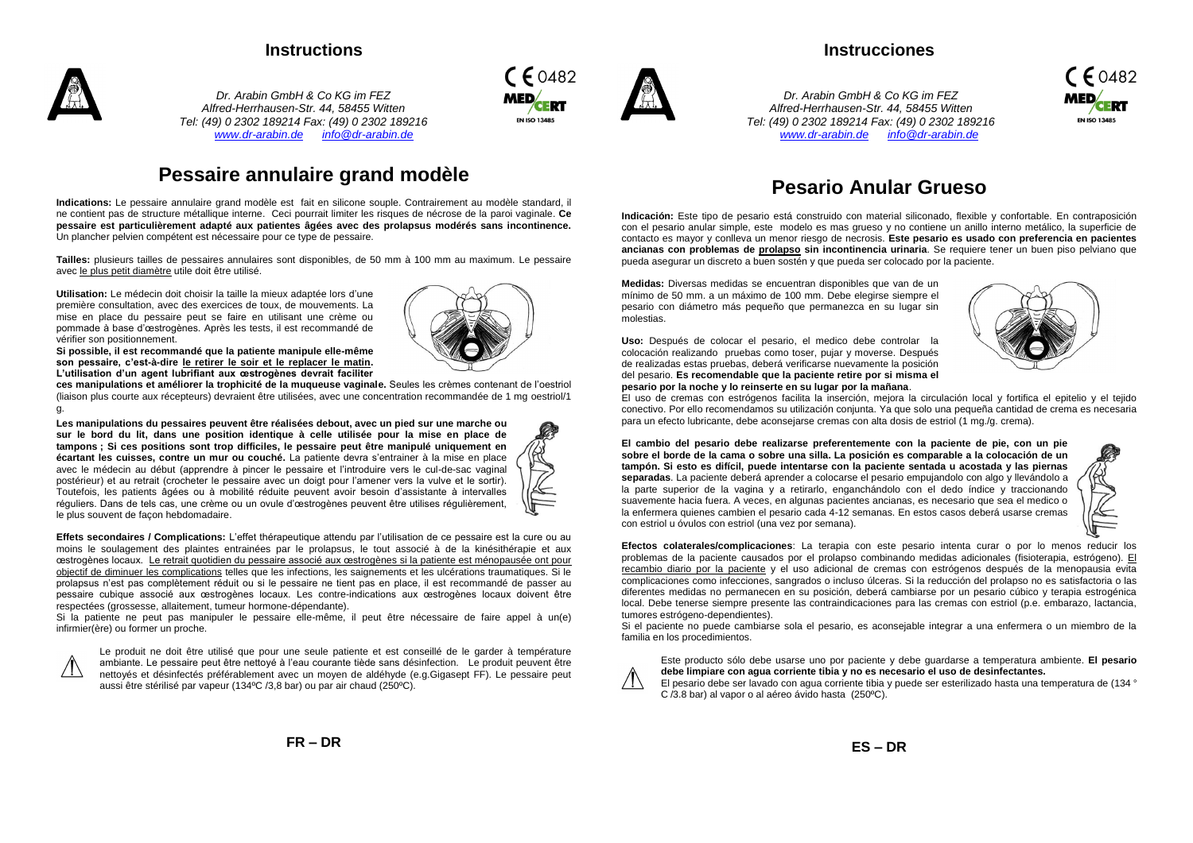# Instructions

*Dr. Arabin GmbH & Co KG im FEZ*
*Alfred-Herrhausen-Str. 44, 58455 Witten*
*Tel: (49) 0 2302 189214 Fax: (49) 0 2302 189216*
*www.dr-arabin.de  info@dr-arabin.de*

CE 0482
MEDCERT
EN ISO 13485

## Pessaire annulaire grand modèle

**Indications:** Le pessaire annulaire grand modèle est fait en silicone souple. Contrairement au modèle standard, il ne contient pas de structure métallique interne. Ceci pourrait limiter les risques de nécrose de la paroi vaginale. **Ce pessaire est particulièrement adapté aux patientes âgées avec des prolapsus modérés sans incontinence.** Un plancher pelvien compétent est nécessaire pour ce type de pessaire.

**Tailles:** plusieurs tailles de pessaires annulaires sont disponibles, de 50 mm à 100 mm au maximum. Le pessaire avec le plus petit diamètre utile doit être utilisé.

**Utilisation:** Le médecin doit choisir la taille la mieux adaptée lors d'une première consultation, avec des exercices de toux, de mouvements. La mise en place du pessaire peut se faire en utilisant une crème ou pommade à base d'œstrogènes. Après les tests, il est recommandé de vérifier son positionnement.

**Si possible, il est recommandé que la patiente manipule elle-même son pessaire, c'est-à-dire le retirer le soir et le replacer le matin. L'utilisation d'un agent lubrifiant aux œstrogènes devrait faciliter ces manipulations et améliorer la trophicité de la muqueuse vaginale.** Seules les crèmes contenant de l'oestriol (liaison plus courte aux récepteurs) devraient être utilisées, avec une concentration recommandée de 1 mg oestriol/1 g.

**Les manipulations du pessaires peuvent être réalisées debout, avec un pied sur une marche ou sur le bord du lit, dans une position identique à celle utilisée pour la mise en place de tampons ; Si ces positions sont trop difficiles, le pessaire peut être manipulé uniquement en écartant les cuisses, contre un mur ou couché.** La patiente devra s'entrainer à la mise en place avec le médecin au début (apprendre à pincer le pessaire et l'introduire vers le cul-de-sac vaginal postérieur) et au retrait (crocheter le pessaire avec un doigt pour l'amener vers la vulve et le sortir). Toutefois, les patients âgées ou à mobilité réduite peuvent avoir besoin d'assistante à intervalles réguliers. Dans de tels cas, une crème ou un ovule d'œstrogènes peuvent être utilises régulièrement, le plus souvent de façon hebdomadaire.

**Effets secondaires / Complications:** L'effet thérapeutique attendu par l'utilisation de ce pessaire est la cure ou au moins le soulagement des plaintes entrainées par le prolapsus, le tout associé à de la kinésithérapie et aux œstrogènes locaux. Le retrait quotidien du pessaire associé aux œstrogènes si la patiente est ménopausée ont pour objectif de diminuer les complications telles que les infections, les saignements et les ulcérations traumatiques. Si le prolapsus n'est pas complètement réduit ou si le pessaire ne tient pas en place, il est recommandé de passer au pessaire cubique associé aux œstrogènes locaux. Les contre-indications aux œstrogènes locaux doivent être respectées (grossesse, allaitement, tumeur hormone-dépendante).

Si la patiente ne peut pas manipuler le pessaire elle-même, il peut être nécessaire de faire appel à un(e) infirmier(ère) ou former un proche.

⚠ Le produit ne doit être utilisé que pour une seule patiente et est conseillé de le garder à température ambiante. Le pessaire peut être nettoyé à l'eau courante tiède sans désinfection. Le produit peuvent être nettoyés et désinfectés préférablement avec un moyen de aldéhyde (e.g.Gigasept FF). Le pessaire peut aussi être stérilisé par vapeur (134ºC /3,8 bar) ou par air chaud (250ºC).

FR – DR

# Instrucciones

*Dr. Arabin GmbH & Co KG im FEZ*
*Alfred-Herrhausen-Str. 44, 58455 Witten*
*Tel: (49) 0 2302 189214 Fax: (49) 0 2302 189216*
*www.dr-arabin.de  info@dr-arabin.de*

CE 0482
MEDCERT
EN ISO 13485

## Pesario Anular Grueso

**Indicación:** Este tipo de pesario está construido con material siliconado, flexible y confortable. En contraposición con el pesario anular simple, este modelo es mas grueso y no contiene un anillo interno metálico, la superficie de contacto es mayor y conlleva un menor riesgo de necrosis. **Este pesario es usado con preferencia en pacientes ancianas con problemas de prolapso sin incontinencia urinaria**. Se requiere tener un buen piso pelviano que pueda asegurar un discreto a buen sostén y que pueda ser colocado por la paciente.

**Medidas:** Diversas medidas se encuentran disponibles que van de un mínimo de 50 mm. a un máximo de 100 mm. Debe elegirse siempre el pesario con diámetro más pequeño que permanezca en su lugar sin molestias.

**Uso:** Después de colocar el pesario, el medico debe controlar la colocación realizando pruebas como toser, pujar y moverse. Después de realizadas estas pruebas, deberá verificarse nuevamente la posición del pesario. **Es recomendable que la paciente retire por si misma el pesario por la noche y lo reinserte en su lugar por la mañana**.

El uso de cremas con estrógenos facilita la inserción, mejora la circulación local y fortifica el epitelio y el tejido conectivo. Por ello recomendamos su utilización conjunta. Ya que solo una pequeña cantidad de crema es necesaria para un efecto lubricante, debe aconsejarse cremas con alta dosis de estriol (1 mg./g. crema).

**El cambio del pesario debe realizarse preferentemente con la paciente de pie, con un pie sobre el borde de la cama o sobre una silla. La posición es comparable a la colocación de un tampón. Si esto es difícil, puede intentarse con la paciente sentada u acostada y las piernas separadas**. La paciente deberá aprender a colocarse el pesario empujandolo con algo y llevándolo a la parte superior de la vagina y a retirarlo, enganchándolo con el dedo índice y traccionando suavemente hacia fuera. A veces, en algunas pacientes ancianas, es necesario que sea el medico o la enfermera quienes cambien el pesario cada 4-12 semanas. En estos casos deberá usarse cremas con estriol u óvulos con estriol (una vez por semana).

**Efectos colaterales/complicaciones**: La terapia con este pesario intenta curar o por lo menos reducir los problemas de la paciente causados por el prolapso combinando medidas adicionales (fisioterapia, estrógeno). El recambio diario por la paciente y el uso adicional de cremas con estrógenos después de la menopausia evita complicaciones como infecciones, sangrados o incluso úlceras. Si la reducción del prolapso no es satisfactoria o las diferentes medidas no permanecen en su posición, deberá cambiarse por un pesario cúbico y terapia estrogénica local. Debe tenerse siempre presente las contraindicaciones para las cremas con estriol (p.e. embarazo, lactancia, tumores estrógeno-dependientes).

Si el paciente no puede cambiarse sola el pesario, es aconsejable integrar a una enfermera o un miembro de la familia en los procedimientos.

⚠ Este producto sólo debe usarse uno por paciente y debe guardarse a temperatura ambiente. **El pesario debe limpiare con agua corriente tibia y no es necesario el uso de desinfectantes.**

El pesario debe ser lavado con agua corriente tibia y puede ser esterilizado hasta una temperatura de (134 ° C /3.8 bar) al vapor o al aéreo ávido hasta (250ºC).

ES – DR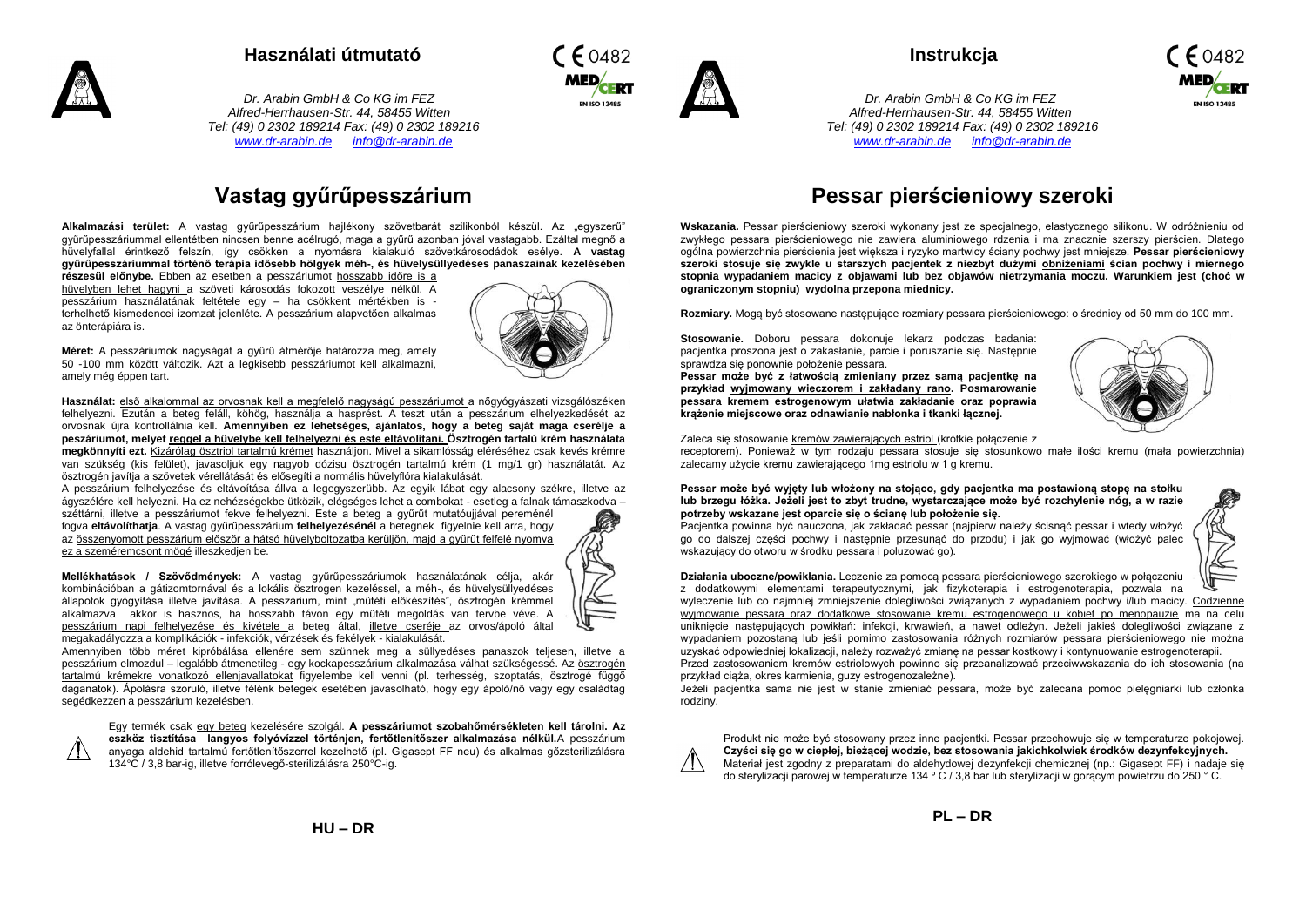## Használati útmutató

*Dr. Arabin GmbH & Co KG im FEZ*
*Alfred-Herrhausen-Str. 44, 58455 Witten*
*Tel: (49) 0 2302 189214 Fax: (49) 0 2302 189216*
*www.dr-arabin.de info@dr-arabin.de*

CE 0482 MED CERT EN ISO 13485

# Vastag gyűrűpesszárium

**Alkalmazási terület:** A vastag gyűrűpesszárium hajlékony szövetbarát szilikonból készül. Az „egyszerű" gyűrűpesszáriummal ellentétben nincsen benne acélrugó, maga a gyűrű azonban jóval vastagabb. Ezáltal megnő a hüvelyfallal érintkező felszín, így csökken a nyomásra kialakuló szövetkárosodások esélye. **A vastag gyűrűpesszáriummal történő terápia idősebb hölgyek méh-, és hüvelysüllyedéses panaszainak kezelésében részesül előnybe.** Ebben az esetben a pesszáriumot hosszabb időre is a hüvelyben lehet hagyni a szöveti károsodás fokozott veszélye nélkül. A pesszárium használatának feltétele egy – ha csökkent mértékben is - terhelhető kismedencei izomzat jelenléte. A pesszárium alapvetően alkalmas az önterápiára is.

**Méret:** A pesszáriumok nagyságát a gyűrű átmérője határozza meg, amely 50 -100 mm között változik. Azt a legkisebb pesszáriumot kell alkalmazni, amely még éppen tart.

**Használat:** első alkalommal az orvosnak kell a megfelelő nagyságú pesszáriumot a nőgyógyászati vizsgálószéken felhelyezni. Ezután a beteg feláll, köhög, használja a hasprést. A teszt után a pesszárium elhelyezkedését az orvosnak újra kontrollálnia kell. **Amennyiben ez lehetséges, ajánlatos, hogy a beteg saját maga cserélje a peszáriumot, melyet reggel a hüvelybe kell felhelyezni és este eltávolítani. Ösztrogén tartalú krém használata megkönnyíti ezt.** Kizárólag ösztriol tartalmú krémet használjon. Mivel a sikamlósság eléréséhez csak kevés krémre van szükség (kis felület), javasoljuk egy nagyob dózisu ösztrogén tartalmú krém (1 mg/1 gr) használatát. Az ösztrogén javítja a szövetek vérellátását és elősegíti a normális hüvelyflóra kialakulását.

A pesszárium felhelyezése és eltávolítása állva a legegyszerűbb. Az egyik lábat egy alacsony székre, illetve az ágyszélére kell helyezni. Ha ez nehézségekbe ütközik, elégséges lehet a combokat - esetleg a falnak támaszkodva – széttárni, illetve a pesszáriumot fekve felhelyezni. Este a beteg a gyűrűt mutatóujjával pereménél fogva **eltávolíthatja**. A vastag gyűrűpesszárium **felhelyezésénél** a betegnek figyelnie kell arra, hogy az összenyomott pesszárium először a hátsó hüvelyboltozatba kerüljön, majd a gyűrűt felfelé nyomva ez a szeméremcsont mögé illeszkedjen be.

**Mellékhatások / Szövődmények:** A vastag gyűrűpesszáriumok használatának célja, akár kombinációban a gátizomtornával és a lokális ösztrogen kezeléssel, a méh-, és hüvelysüllyedéses állapotok gyógyítása illetve javítása. A pesszárium, mint „műtéti előkészítés", ösztrogén krémmel alkalmazva akkor is hasznos, ha hosszabb távon egy műtéti megoldás van tervbe véve. A pesszárium napi felhelyezése és kivétele a beteg által, illetve cseréje az orvos/ápoló által megakadályozza a komplikációk - infekciók, vérzések és fekélyek - kialakulását.

Amennyiben több méret kipróbálása ellenére sem szünnek meg a süllyedéses panaszok teljesen, illetve a pesszárium elmozdul – legalább átmenetileg - egy kockapesszárium alkalmazása válhat szükségessé. Az ösztrogén tartalmú krémekre vonatkozó ellenjavallatokat figyelembe kell venni (pl. terhesség, szoptatás, ösztrogé függő daganatok). Ápolásra szoruló, illetve félénk betegek esetében javasolható, hogy egy ápoló/nő vagy egy családtag segédkezzen a pesszárium kezelésben.

⚠ Egy termék csak egy beteg kezelésére szolgál. **A pesszáriumot szobahőmérsékleten kell tárolni. Az eszköz tisztítása langyos folyóvízzel történjen, fertőtlenítőszer alkalmazása nélkül.** A pesszárium anyaga aldehid tartalmú fertőtlenítőszerrel kezelhető (pl. Gigasept FF neu) és alkalmas gőzsterilizálásra 134°C / 3,8 bar-ig, illetve forrólevegő-sterilizálásra 250°C-ig.

HU – DR

## Instrukcja

*Dr. Arabin GmbH & Co KG im FEZ*
*Alfred-Herrhausen-Str. 44, 58455 Witten*
*Tel: (49) 0 2302 189214 Fax: (49) 0 2302 189216*
*www.dr-arabin.de info@dr-arabin.de*

CE 0482 MED CERT EN ISO 13485

# Pessar pierścieniowy szeroki

**Wskazania.** Pessar pierścieniowy szeroki wykonany jest ze specjalnego, elastycznego silikonu. W odróżnieniu od zwykłego pessara pierścieniowego nie zawiera aluminiowego rdzenia i ma znacznie szerszy pierścien. Dlatego ogólna powierzchnia pierścienia jest większa i ryzyko martwicy ściany pochwy jest mniejsze. **Pessar pierścieniowy szeroki stosuje się zwykle u starszych pacjentek z niezbyt dużymi obniżeniami ścian pochwy i miernego stopnia wypadaniem macicy z objawami lub bez objawów nietrzymania moczu. Warunkiem jest (choć w ograniczonym stopniu) wydolna przepona miednicy.**

**Rozmiary.** Mogą być stosowane następujące rozmiary pessara pierścieniowego: o średnicy od 50 mm do 100 mm.

**Stosowanie.** Doboru pessara dokonuje lekarz podczas badania: pacjentka proszona jest o zakasłanie, parcie i poruszanie się. Następnie sprawdza się ponownie położenie pessara.

**Pessar może być z łatwością zmieniany przez samą pacjentkę na przykład wyjmowany wieczorem i zakładany rano. Posmarowanie pessara kremem estrogenowym ułatwia zakładanie oraz poprawia krążenie miejscowe oraz odnawianie nabłonka i tkanki łącznej.**

Zaleca się stosowanie kremów zawierających estriol (krótkie połączenie z receptorem). Ponieważ w tym rodzaju pessara stosuje się stosunkowo małe ilości kremu (mała powierzchnia) zalecamy użycie kremu zawierającego 1mg estriolu w 1 g kremu.

**Pessar może być wyjęty lub włożony na stojąco, gdy pacjentka ma postawioną stopę na stołku lub brzegu łóżka. Jeżeli jest to zbyt trudne, wystarczające może być rozchylenie nóg, a w razie potrzeby wskazane jest oparcie się o ścianę lub położenie się.**

Pacjentka powinna być nauczona, jak zakładać pessar (najpierw należy ścisnąć pessar i wtedy włożyć go do dalszej części pochwy i następnie przesunąć do przodu) i jak go wyjmować (włożyć palec wskazujący do otworu w środku pessara i poluzować go).

**Działania uboczne/powikłania.** Leczenie za pomocą pessara pierścieniowego szerokiego w połączeniu z dodatkowymi elementami terapeutycznymi, jak fizykoterapia i estrogenoterapia, pozwala na wyleczenie lub co najmniej zmniejszenie dolegliwości związanych z wypadaniem pochwy i/lub macicy. Codzienne wyjmowanie pessara oraz dodatkowe stosowanie kremu estrogenowego u kobiet po menopauzie ma na celu uniknięcie następujących powikłań: infekcji, krwawień, a nawet odleżyn. Jeżeli jakieś dolegliwości związane z wypadaniem pozostaną lub jeśli pomimo zastosowania różnych rozmiarów pessara pierścieniowego nie można uzyskać odpowiedniej lokalizacji, należy rozważyć zmianę na pessar kostkowy i kontynuowanie estrogenoterapii.

Przed zastosowaniem kremów estriolowych powinno się przeanalizować przeciwwskazania do ich stosowania (na przykład ciąża, okres karmienia, guzy estrogenozależne).

Jeżeli pacjentka sama nie jest w stanie zmieniać pessara, może być zalecana pomoc pielęgniarki lub członka rodziny.

⚠ Produkt nie może być stosowany przez inne pacjentki. Pessar przechowuje się w temperaturze pokojowej. **Czyści się go w ciepłej, bieżącej wodzie, bez stosowania jakichkolwiek środków dezynfekcyjnych.** Materiał jest zgodny z preparatami do aldehydowej dezynfekcji chemicznej (np.: Gigasept FF) i nadaje się do sterylizacji parowej w temperaturze 134 º C / 3,8 bar lub sterylizacji w gorącym powietrzu do 250 ° C.

PL – DR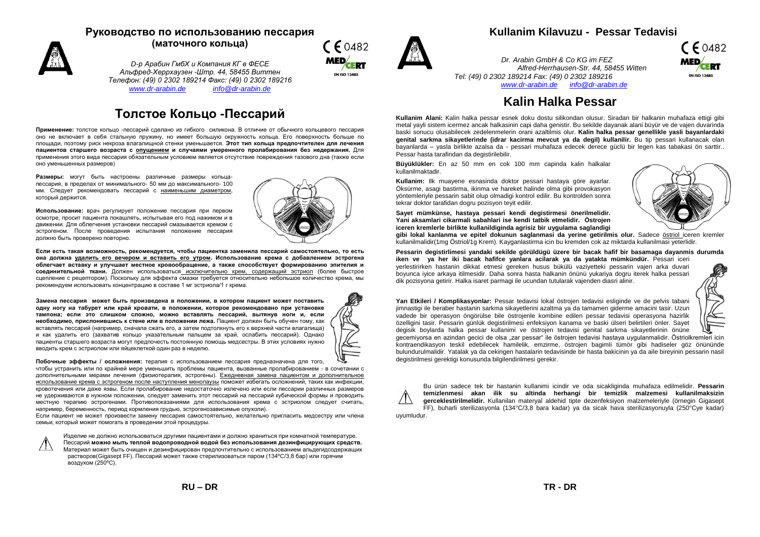## Руководство по использованию пессария (маточного кольца)

*Д-р Арабин ГмбХ и Компания КГ в ФЕСЕ Альфред-Херрхаузен -Штр. 44, 58455 Виттен Телефон: (49) 0 2302 189214 Факс: (49) 0 2302 189216*
*www.dr-arabin.de info@dr-arabin.de*

CE 0482
MED CERT
EN ISO 13485

# Толстое Кольцо -Пессарий

**Применение:** толстое кольцо -пессарий сделано из гибкого силикона. В отличие от обычного кольцевого пессария оно не включает в себя стальную пружину, но имеет большую окружность кольца. Его поверхность больше по площади, поэтому риск некроза влагалищной стенки уменьшается. **Этот тип кольца предпочтителен для лечения пациентов старшего возраста с опущением и случаями умеренного пролабирования без недержания.** Для применения этого вида пессария обязательным условием является отсутствие повреждения тазового дна (также если оно уменьшенных размеров)

**Размеры:** могут быть настроены различные размеры кольца-пессария, в пределах от минимального- 50 мм до максимального- 100 мм. Следует рекомендовать пессарий с наименьшим диаметром, который держится.

**Использование:** врач регулирует положение пессария при первом осмотре, просит пациента покашлять, испытывая его под нажимом и в движении. Для облегчения установки пессарий смазывается кремом с эстрогеном. После проведения испытания положение пессария должно быть проверено повторно.

**Если есть такая возможность, рекомендуется, чтобы пациентка заменила пессарий самостоятельно, то есть она должна удалить его вечером и вставить его утром. Использование крема с добавлением эстрогена облегчает вставку и улучшает местное кровообращение, а также способствует формированию эпителия и соединительной ткани.** Должен использоваться исключительно крем, содержащий эстриол (более быстрое сцепление с рецептором). Поскольку для эффекта смазки требуется относительно небольшое количество крема, мы рекомендуем использовать концентрацию в составе 1 мг эстриола/1 г крема.

**Замена пессария может быть произведена в положении, в котором пациент может поставить одну ногу на табурет или край кровати, в положении, которое рекомендовано при установке тампона; если это слишком сложно, можно вставлять пессарий, вытянув ноги и, если необходимо, прислонившись к стене или в положении лежа.** Пациент должен быть обучен тому, как вставлять пессарий (например, сначала сжать его, а затем подтолкнуть его к верхней части влагалища) и как удалить его (захватив кольцо указательным пальцем за край, ослабить пессарий). Однако пациенты старшего возраста могут предпочесть постоянную помощь медсестры. В этих условиях нужно вводить крем с эстриолом или яйцеклеткой один раз в неделю.

**Побочные эффекты / осложнения:** терапия с использованием пессария предназначена для того, чтобы устранить или по крайней мере уменьшить проблемы пациента, вызванные пролабированием - в сочетании с дополнительными мерами лечения (физиотерапия, эстрогены). Ежедневная замена пациентом и дополнительное использование крема с эстрогеном после наступления менопаузы поможет избегать осложнений, таких как инфекции, кровотечения или даже язвы. Если пролабирование недостаточно излечено или если пессарии различных размеров не удерживаются в нужном положении, следует заменить этот пессарий на пессарий кубической формы и проводить местную терапию эстрогенами. Противопоказаниями для использования крема с эстриолом следует считать, например, беременность, период кормления грудью, эстрогенозависимые опухоли).

Если пациент не может произвести замену пессария самостоятельно, желательно пригласить медсестру или члена семьи, который может помогать в проведении этой процедуры.

Изделие не должно использоваться другими пациентами и должно храниться при комнатной температуре. Пессарий **можно мыть теплой водопроводной водой без использования дезинфицирующих средств.** Материал может быть очищен и дезинфицирован предпочтительно с использованием альдегидсодержащих растворов(Gigasept FF). Пессарий может также стерилизоваться паром (134ºC/3,8 бар) или горячим воздухом (250ºC).

RU – DR

## Kullanim Kilavuzu - Pessar Tedavisi

*Dr. Arabin GmbH & Co KG im FEZ Alfred-Herrhausen-Str. 44, 58455 Witten Tel: (49) 0 2302 189214 Fax: (49) 0 2302 189216*
*www.dr-arabin.de info@dr-arabin.de*

CE 0482
MED CERT
EN ISO 13485

# Kalin Halka Pessar

**Kullanim Alani:** Kalin halka pessar esnek doku dostu silikondan olusur. Siradan bir halkanin muhafaza ettigi gibi metal yayli sistem icermez ancak halkasinin capi daha genistir. Bu sekilde dayanak alani büyür ve de vajen duvarinda baski sonucu olusabilecek zedelenmelerin orani azaltilmis olur. **Kalin halka pessar genellikle yasli bayanlardaki genital sarkma sikayetlerinde (idrar kacirma mevcut ya da degil) kullanilir.** Bu tip pessari kullanacak olan bayanlarda – yasla birlikte azalsa da - pessari muhafaza edecek derece güclü bir legen kas tabakasi ön sarttir.. Pessar hasta tarafindan da degistirilebilir.

**Büyüklükler:** En az 50 mm en cok 100 mm capinda kalin halkalar kullanilmaktadir.

**Kullanim:** Ilk muayene esnasinda doktor pessari hastaya göre ayarlar. Öksürme, asagi bastirma, ikinma ve hareket halinde olma gibi provokasyon yöntemleriyle pessarin sabit olup olmadigi kontrol edilir. Bu kontrolden sonra tekrar doktor tarafidan dogru pozisyon teyit edilir.

**Sayet mümkünse, hastaya pessari kendi degistirmesi önerilmelidir. Yani aksamlari cikarmali sabahlari ise kendi tatbik etmelidir. Östrojen iceren kremlerle birlikte kullanildiginda agrisiz bir uygulama saglandigi gibi lokal kanlanma ve epitel dokunun saglanmasi da yerine getirilmis olur.** Sadece östriol iceren kremler kullanilmalidir(1mg Östriol/1g Krem). Kayganlastirma icin bu kremden cok az miktarda kullanilmasi yeterlidir.

**Pessarin degistirilmesi yandaki sekilde görüldügü üzere bir bacak hafif bir basamaga dayanmis durumda iken ve ya her iki bacak hafifce yanlara acilarak ya da yatakta mümkündür.** Pessari iceri yerlestirirken hastanin dikkat etmesi gereken husus bükülü vaziyetteki pessarin vajen arka duvari boyunca iyice arkaya itilmesidir. Daha sonra hasta halkanin önünü yukariya dogru iterek halka pessari dik pozisyona getirir. Halka isaret parmagi ile ucundan tutularak vajenden diasri alinir.

**Yan Etkileri / Komplikasyonlar:** Pessar tedavisi lokal östrojen tedavisi esliginde ve de pelvis tabani jimnastigi ile beraber hastanin sarkma sikayetlerini azaltma ya da tamamen giderme amacini tasir. Uzun vadede bir operasyon öngörülse bile östrojenle kombine edilen pessar tedavisi operasyona hazirlik özelligini tasir. Pessarin günlük degistirilmesi enfeksiyon kanama ve baski ülseri belirtileri önler. Sayet degisik boylarda halka pessar kullanimi ve östrojen tedavisi genital sarkma sikayetlerinin önüne gecemiyorsa en azindan gecici de olsa „zar pessar" ile östrojen tedavisi hastaya uygulanmalidir. Östriolkremleri icin kontraendikasyon teskil edebilecek hamilelik, emzirme, östrojen bagimli tümör gibi hadiseler göz önününde bulundurulmalidir. Yatalak ya da cekingen hastalarin tedavisinde bir hasta bakicinin ya da aile bireyinin pessarin nasil degistirilmesi gerektigi konusunda bilgilendirilmesi gerekir.

Bu ürün sadece tek bir hastanin kullanimi icindir ve oda sicakliginda muhafaza edilmelidir. **Pessarin temizlenmesi akan ilik su altinda herhangi bir temizlik malzemesi kullanilmaksizin gerceklestirilmelidir.** Kullanilan materyal aldehid tipte dezenfeksiyon malzemeleriyle (örnegin Gigasept FF), buharli sterilizasyonla (134°C/3,8 bara kadar) ya da sicak hava sterilizasyonuyla (250°Cye kadar) uyumludur.

TR - DR